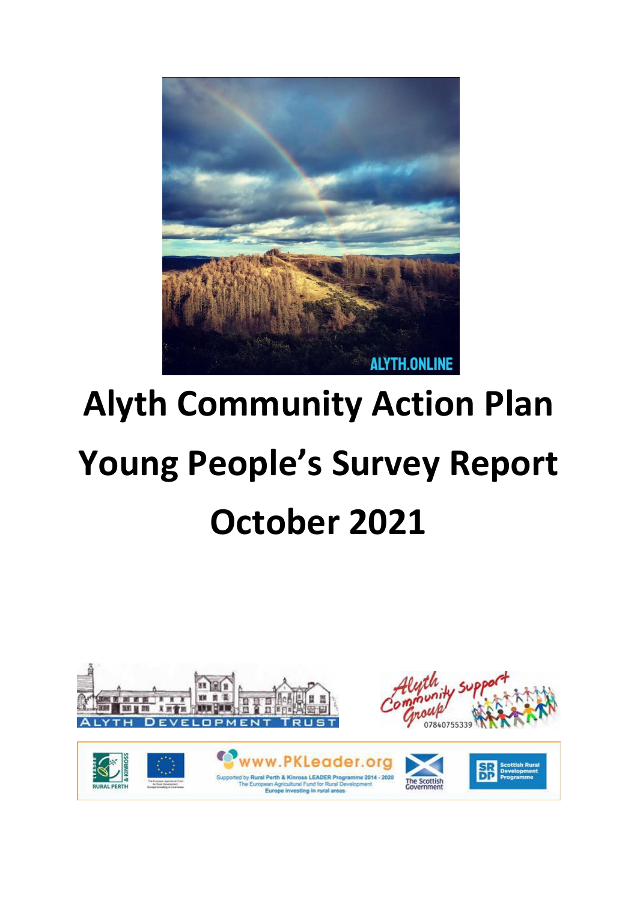# Alyth Community Action Plan

# Young People's Survey Report

# October 2021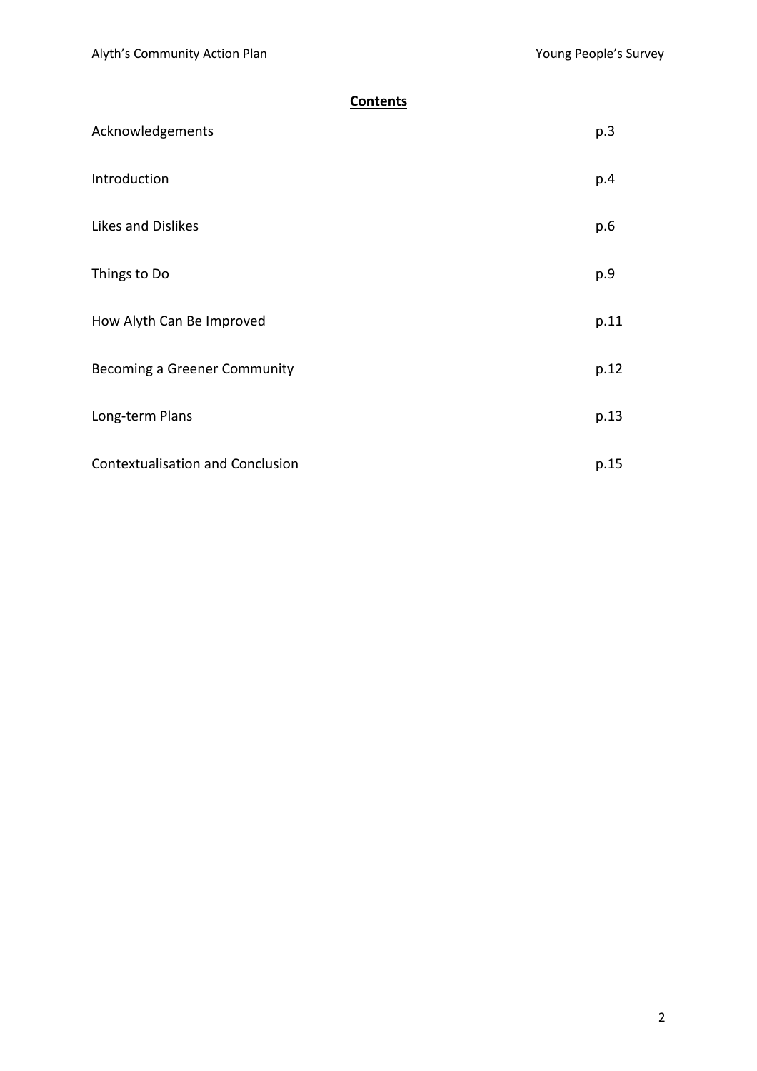## Contents

| | |
|---|---|
| Acknowledgements | p.3 |
| Introduction | p.4 |
| Likes and Dislikes | p.6 |
| Things to Do | p.9 |
| How Alyth Can Be Improved | p.11 |
| Becoming a Greener Community | p.12 |
| Long-term Plans | p.13 |
| Contextualisation and Conclusion | p.15 |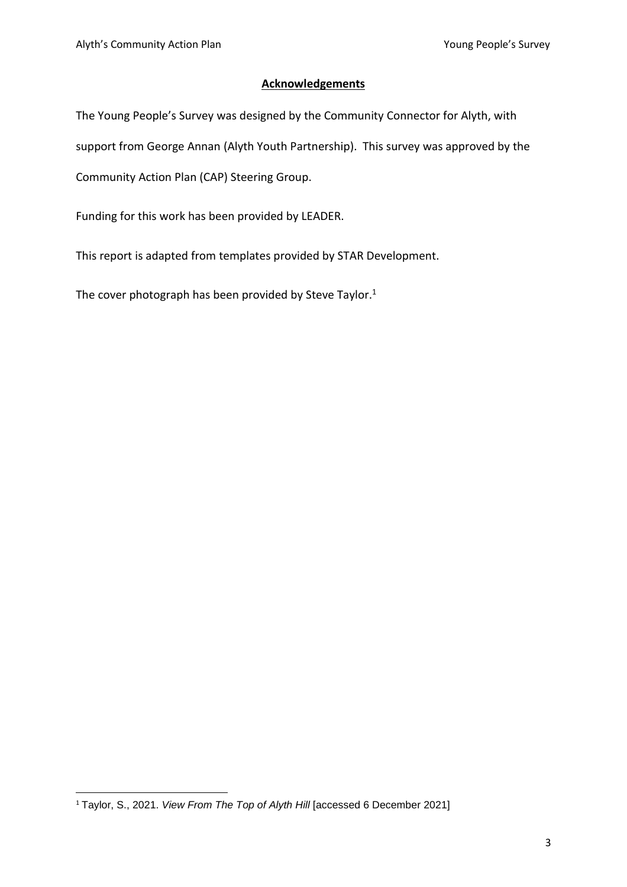## Acknowledgements

The Young People's Survey was designed by the Community Connector for Alyth, with support from George Annan (Alyth Youth Partnership). This survey was approved by the Community Action Plan (CAP) Steering Group.

Funding for this work has been provided by LEADER.

This report is adapted from templates provided by STAR Development.

The cover photograph has been provided by Steve Taylor.[1]

[1] Taylor, S., 2021. *View From The Top of Alyth Hill* [accessed 6 December 2021]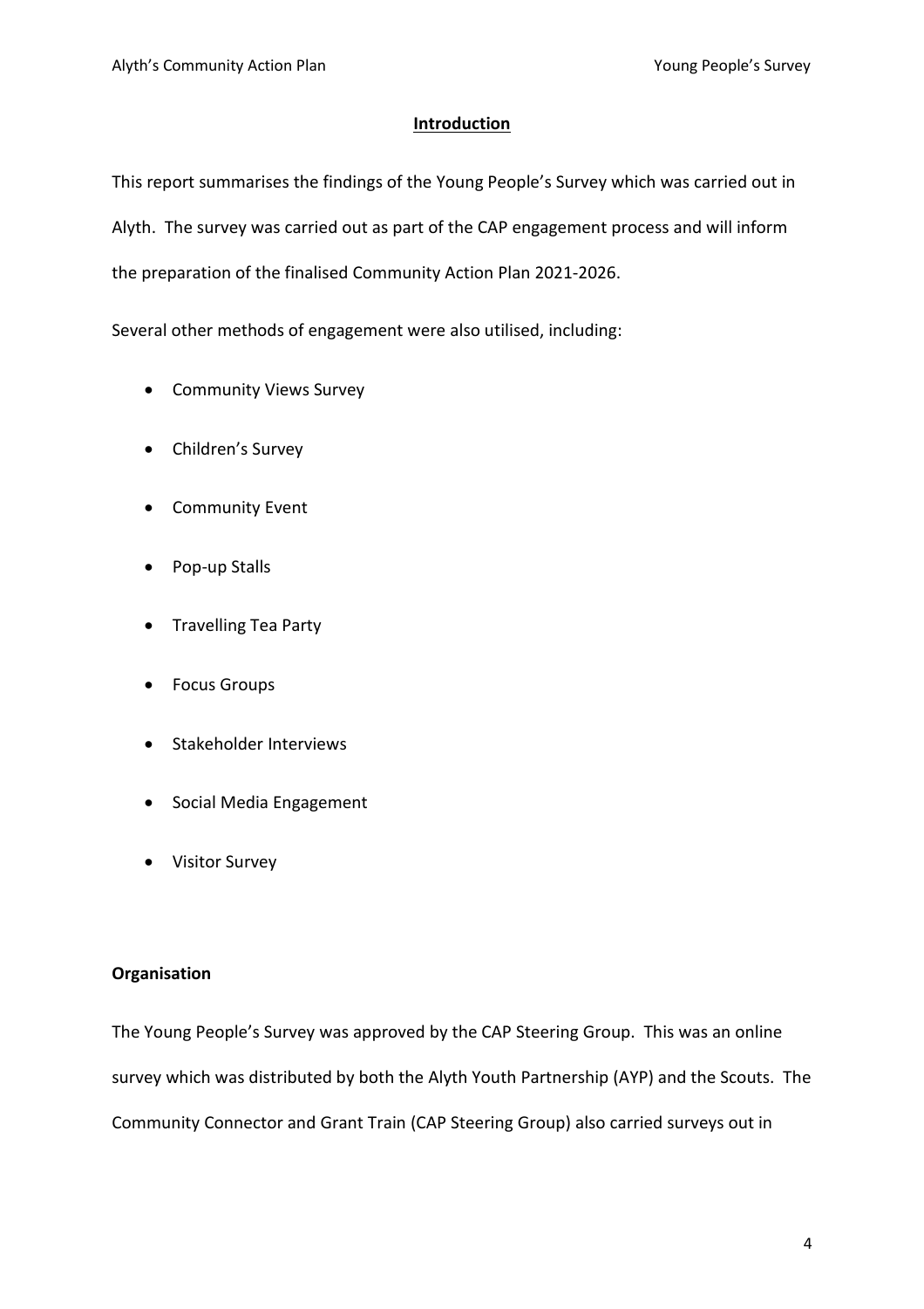## Introduction

This report summarises the findings of the Young People's Survey which was carried out in Alyth. The survey was carried out as part of the CAP engagement process and will inform the preparation of the finalised Community Action Plan 2021-2026.

Several other methods of engagement were also utilised, including:

- Community Views Survey
- Children's Survey
- Community Event
- Pop-up Stalls
- Travelling Tea Party
- Focus Groups
- Stakeholder Interviews
- Social Media Engagement
- Visitor Survey

**Organisation**

The Young People's Survey was approved by the CAP Steering Group. This was an online survey which was distributed by both the Alyth Youth Partnership (AYP) and the Scouts. The Community Connector and Grant Train (CAP Steering Group) also carried surveys out in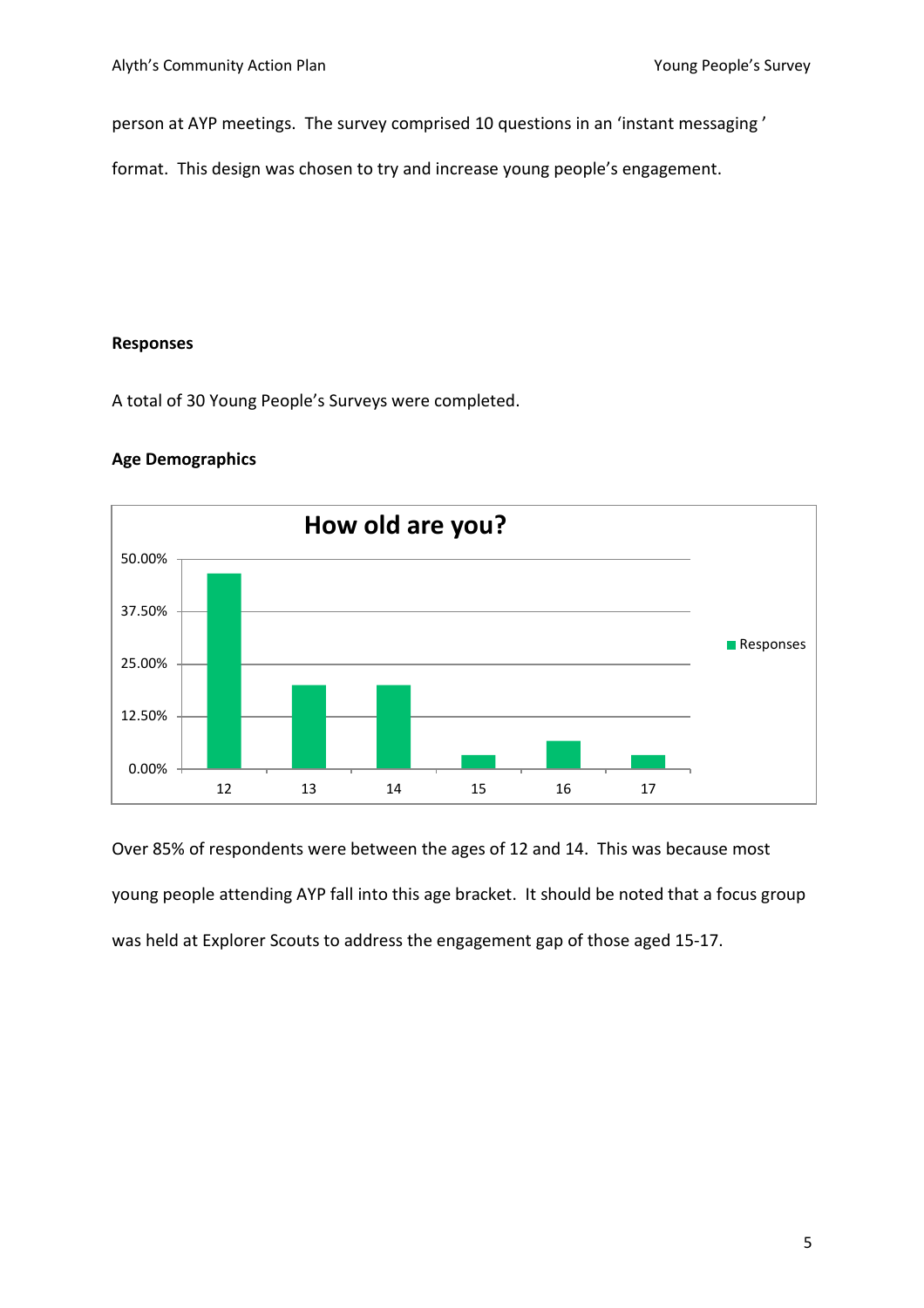person at AYP meetings. The survey comprised 10 questions in an 'instant messaging' format. This design was chosen to try and increase young people's engagement.

**Responses**

A total of 30 Young People's Surveys were completed.

**Age Demographics**

Over 85% of respondents were between the ages of 12 and 14. This was because most young people attending AYP fall into this age bracket. It should be noted that a focus group was held at Explorer Scouts to address the engagement gap of those aged 15-17.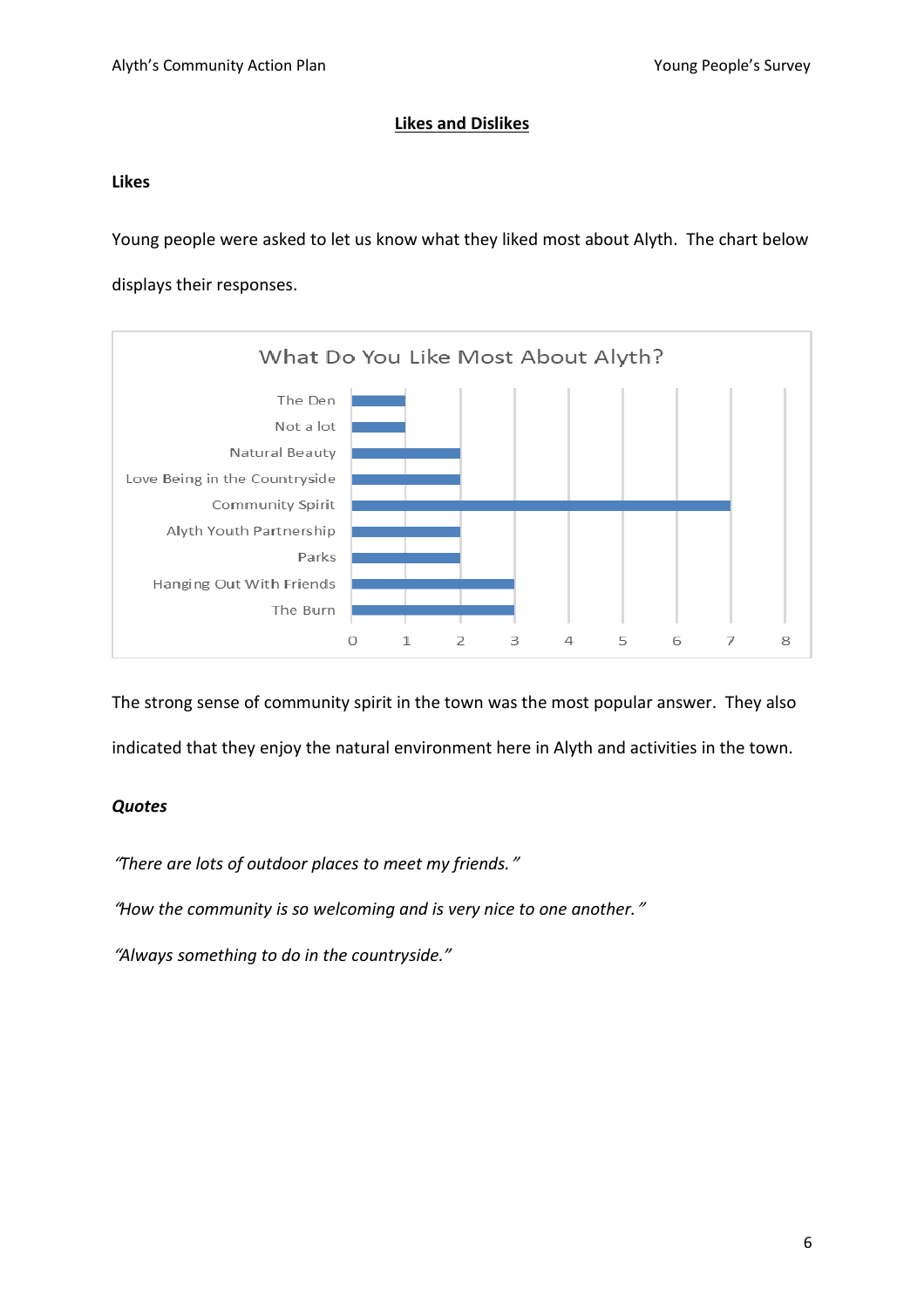## Likes and Dislikes

### Likes

Young people were asked to let us know what they liked most about Alyth. The chart below displays their responses.

**What Do You Like Most About Alyth?**

| Response | Count |
|---|---|
| The Den | 1 |
| Not a lot | 1 |
| Natural Beauty | 2 |
| Love Being in the Countryside | 2 |
| Community Spirit | 7 |
| Alyth Youth Partnership | 2 |
| Parks | 2 |
| Hanging Out With Friends | 3 |
| The Burn | 3 |

The strong sense of community spirit in the town was the most popular answer. They also indicated that they enjoy the natural environment here in Alyth and activities in the town.

### *Quotes*

*"There are lots of outdoor places to meet my friends."*

*"How the community is so welcoming and is very nice to one another."*

*"Always something to do in the countryside."*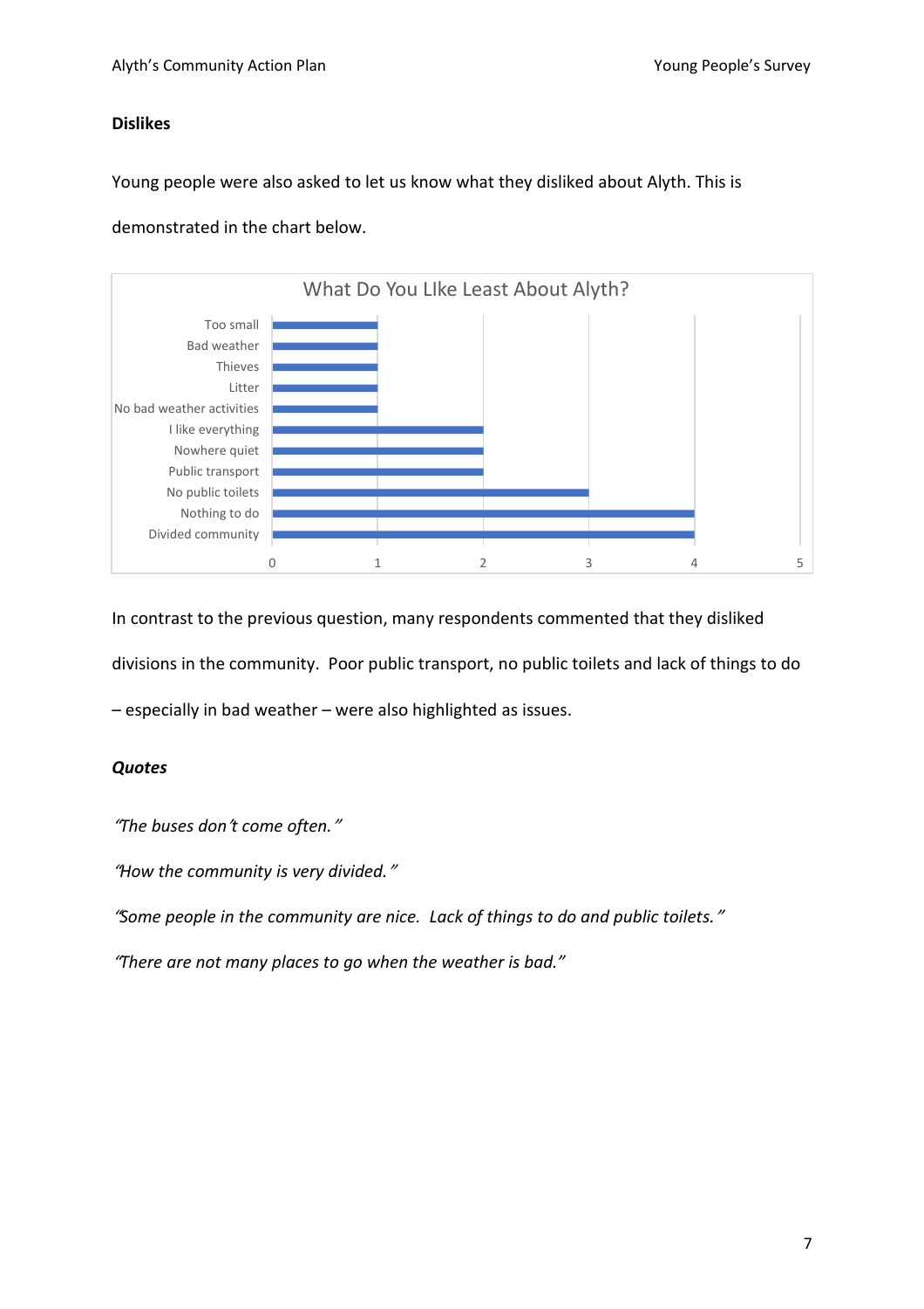**Dislikes**

Young people were also asked to let us know what they disliked about Alyth. This is demonstrated in the chart below.

**What Do You LIke Least About Alyth?**

| Response | Count |
|---|---|
| Too small | 1 |
| Bad weather | 1 |
| Thieves | 1 |
| Litter | 1 |
| No bad weather activities | 1 |
| I like everything | 2 |
| Nowhere quiet | 2 |
| Public transport | 2 |
| No public toilets | 3 |
| Nothing to do | 4 |
| Divided community | 4 |

In contrast to the previous question, many respondents commented that they disliked divisions in the community. Poor public transport, no public toilets and lack of things to do – especially in bad weather – were also highlighted as issues.

***Quotes***

*"The buses don't come often."*

*"How the community is very divided."*

*"Some people in the community are nice. Lack of things to do and public toilets."*

*"There are not many places to go when the weather is bad."*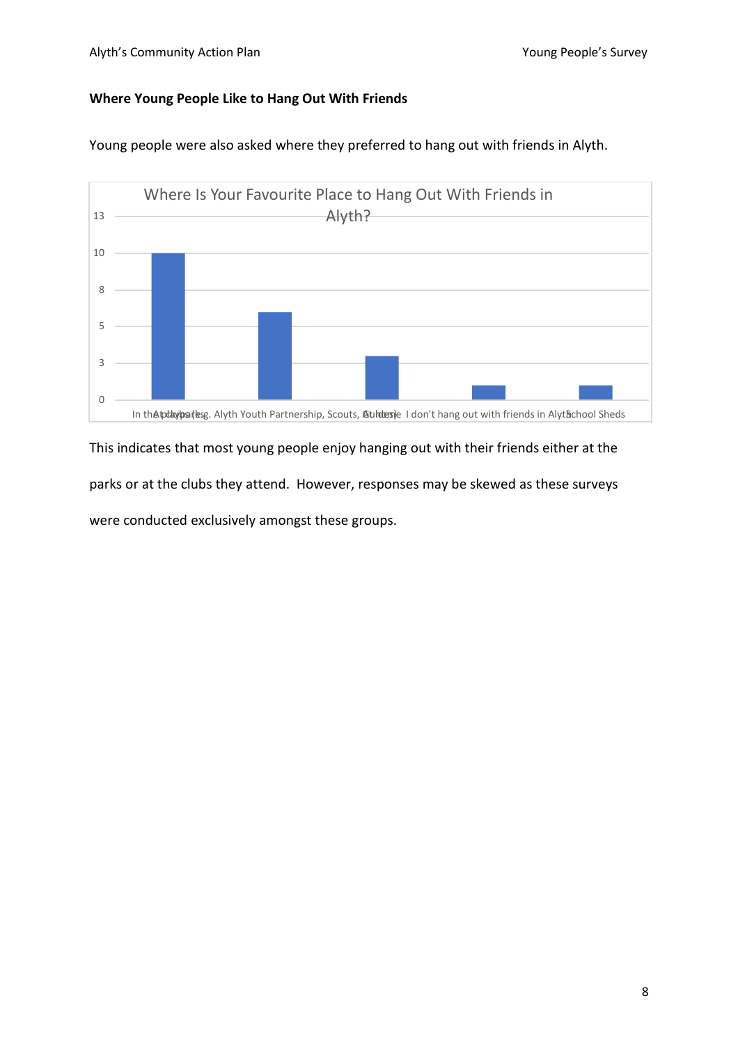**Where Young People Like to Hang Out With Friends**

Young people were also asked where they preferred to hang out with friends in Alyth.

| Where Is Your Favourite Place to Hang Out With Friends in Alyth? | |
|---|---|
| In the parks | 10 |
| At clubs (e.g. Alyth Youth Partnership, Scouts, Guides) | 6 |
| At home | 3 |
| I don't hang out with friends in Alyth | 1 |
| School Sheds | 1 |

This indicates that most young people enjoy hanging out with their friends either at the parks or at the clubs they attend. However, responses may be skewed as these surveys were conducted exclusively amongst these groups.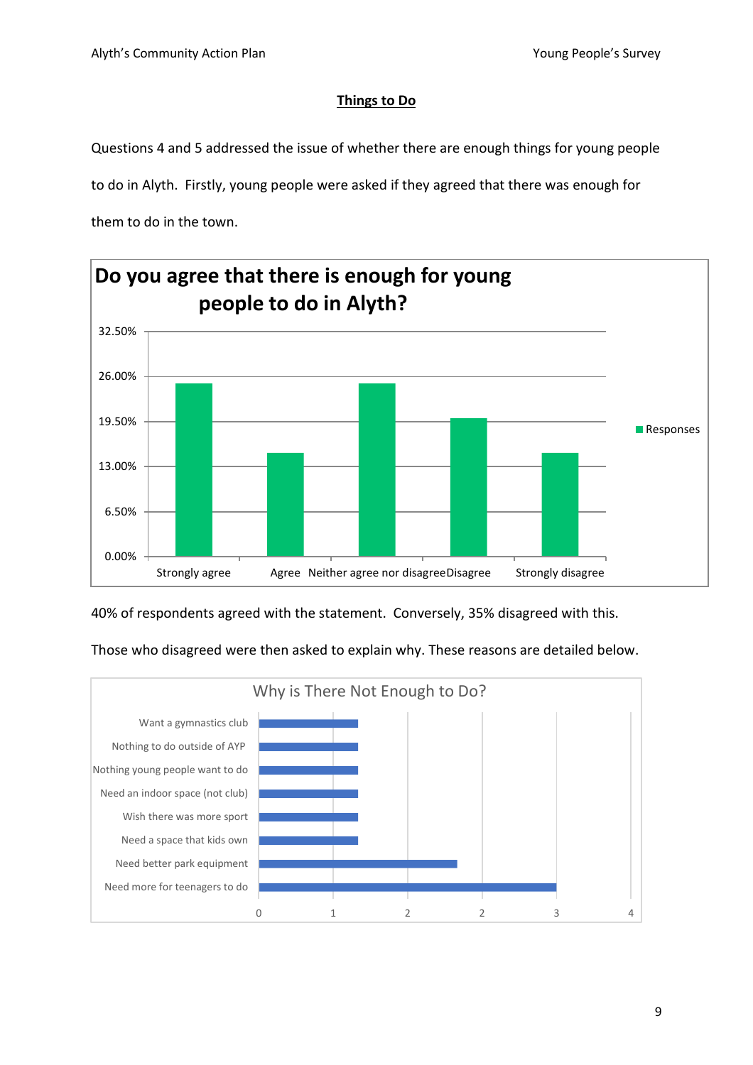## Things to Do

Questions 4 and 5 addressed the issue of whether there are enough things for young people to do in Alyth. Firstly, young people were asked if they agreed that there was enough for them to do in the town.

**Do you agree that there is enough for young people to do in Alyth?**

| | Responses |
|---|---|
| Strongly agree | 25% |
| Agree | 15% |
| Neither agree nor disagree | 25% |
| Disagree | 20% |
| Strongly disagree | 15% |

40% of respondents agreed with the statement. Conversely, 35% disagreed with this.

Those who disagreed were then asked to explain why. These reasons are detailed below.

**Why is There Not Enough to Do?**

| Reason | Count |
|---|---|
| Want a gymnastics club | 1 |
| Nothing to do outside of AYP | 1 |
| Nothing young people want to do | 1 |
| Need an indoor space (not club) | 1 |
| Wish there was more sport | 1 |
| Need a space that kids own | 1 |
| Need better park equipment | 2 |
| Need more for teenagers to do | 3 |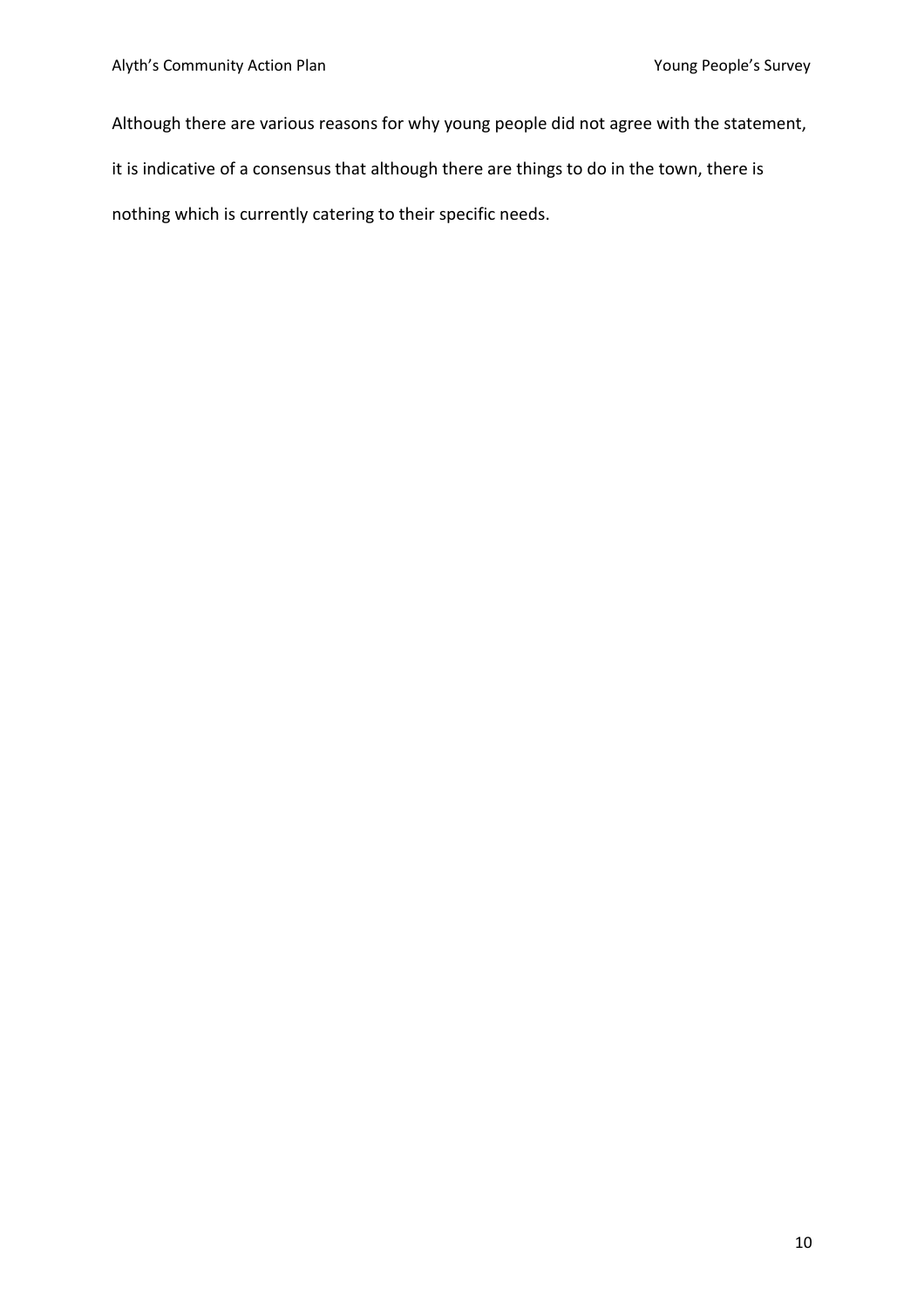Although there are various reasons for why young people did not agree with the statement, it is indicative of a consensus that although there are things to do in the town, there is nothing which is currently catering to their specific needs.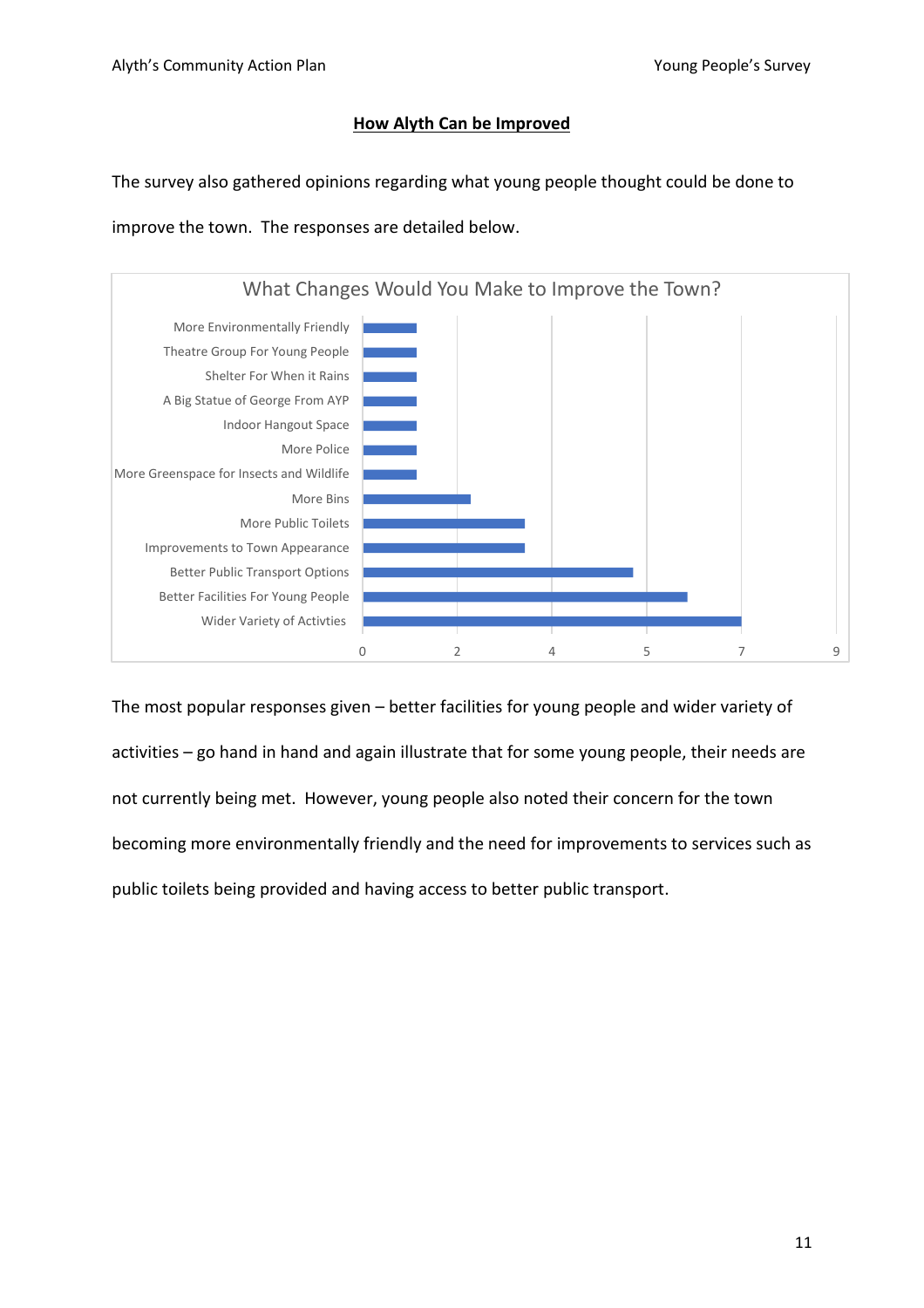## How Alyth Can be Improved

The survey also gathered opinions regarding what young people thought could be done to improve the town. The responses are detailed below.

**What Changes Would You Make to Improve the Town?**

- More Environmentally Friendly
- Theatre Group For Young People
- Shelter For When it Rains
- A Big Statue of George From AYP
- Indoor Hangout Space
- More Police
- More Greenspace for Insects and Wildlife
- More Bins
- More Public Toilets
- Improvements to Town Appearance
- Better Public Transport Options
- Better Facilities For Young People
- Wider Variety of Activties

The most popular responses given – better facilities for young people and wider variety of activities – go hand in hand and again illustrate that for some young people, their needs are not currently being met. However, young people also noted their concern for the town becoming more environmentally friendly and the need for improvements to services such as public toilets being provided and having access to better public transport.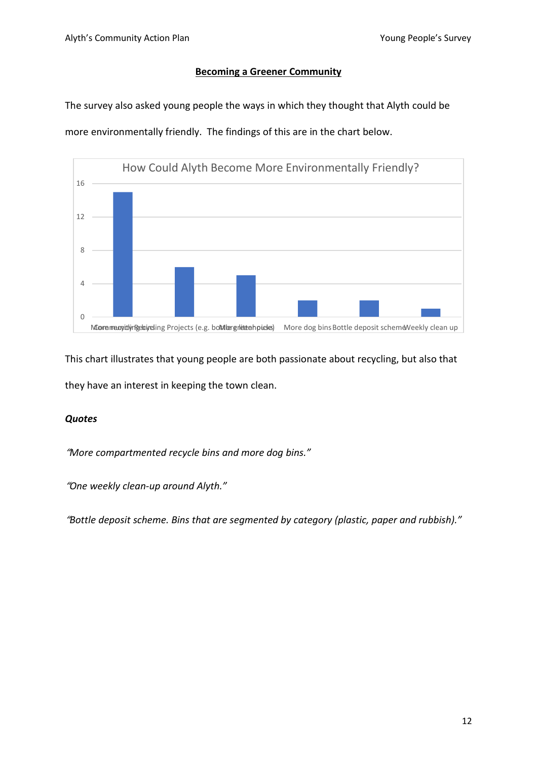## Becoming a Greener Community

The survey also asked young people the ways in which they thought that Alyth could be more environmentally friendly. The findings of this are in the chart below.

**How Could Alyth Become More Environmentally Friendly?**

| Response | Count |
| --- | --- |
| More recycling bins | 15 |
| Community Building Projects (e.g. bottle greenhouse) | 6 |
| More litter picks | 5 |
| More dog bins | 2 |
| Bottle deposit scheme | 2 |
| Weekly clean up | 1 |

This chart illustrates that young people are both passionate about recycling, but also that they have an interest in keeping the town clean.

***Quotes***

*"More compartmented recycle bins and more dog bins."*

*"One weekly clean-up around Alyth."*

*"Bottle deposit scheme. Bins that are segmented by category (plastic, paper and rubbish)."*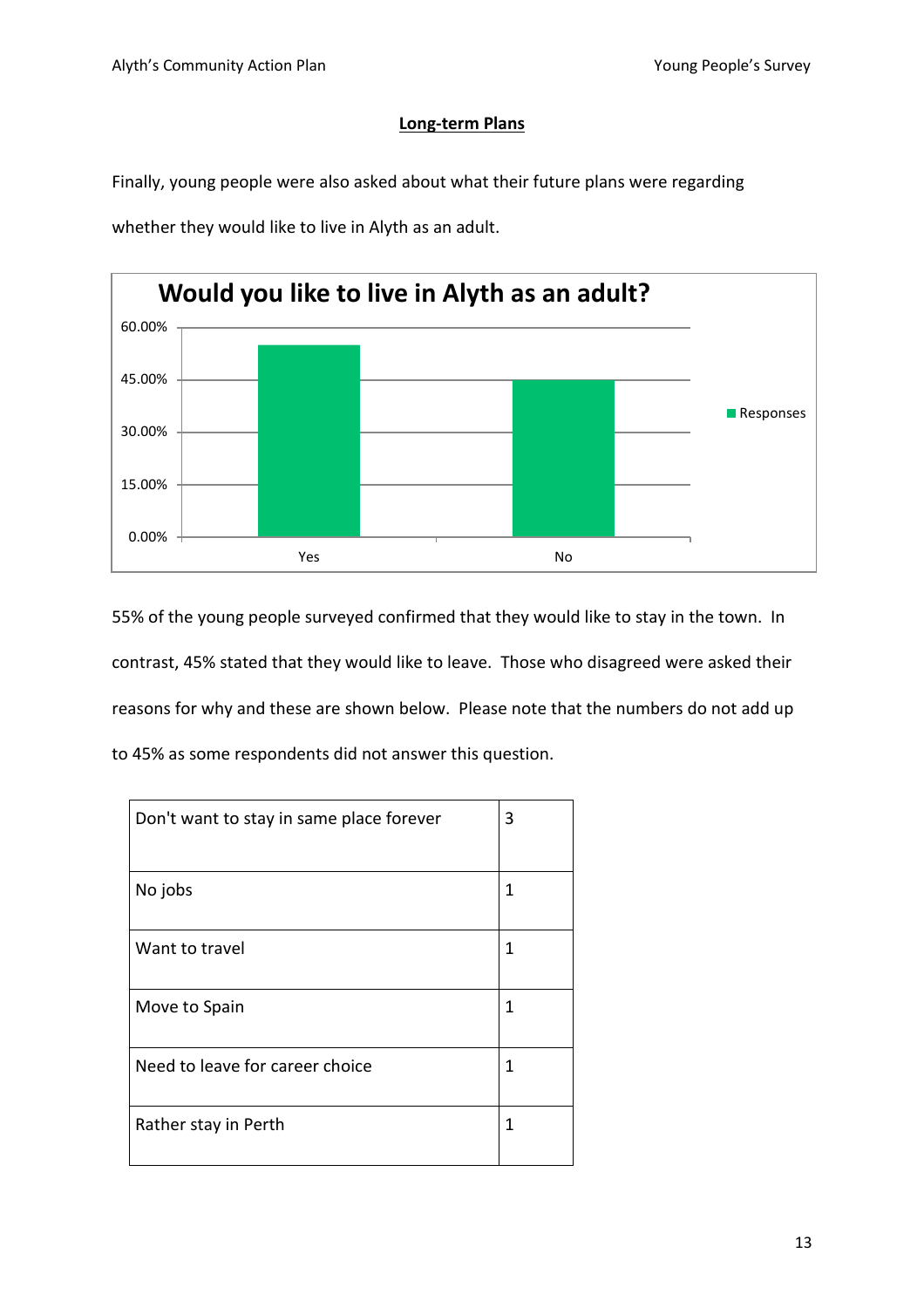## Long-term Plans

Finally, young people were also asked about what their future plans were regarding whether they would like to live in Alyth as an adult.

**Would you like to live in Alyth as an adult?**

55% of the young people surveyed confirmed that they would like to stay in the town. In contrast, 45% stated that they would like to leave. Those who disagreed were asked their reasons for why and these are shown below. Please note that the numbers do not add up to 45% as some respondents did not answer this question.

| Reason | Count |
|---|---|
| Don't want to stay in same place forever | 3 |
| No jobs | 1 |
| Want to travel | 1 |
| Move to Spain | 1 |
| Need to leave for career choice | 1 |
| Rather stay in Perth | 1 |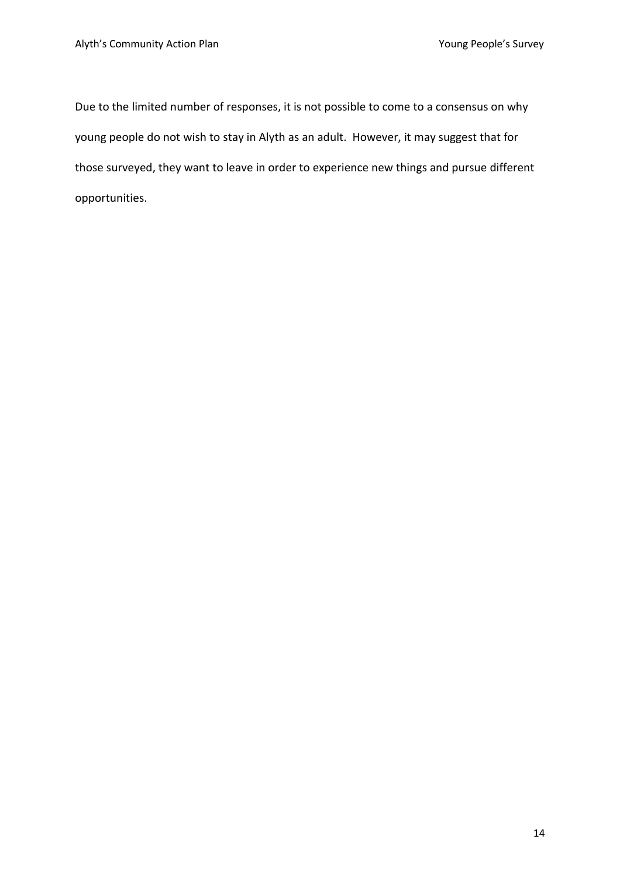Due to the limited number of responses, it is not possible to come to a consensus on why young people do not wish to stay in Alyth as an adult. However, it may suggest that for those surveyed, they want to leave in order to experience new things and pursue different opportunities.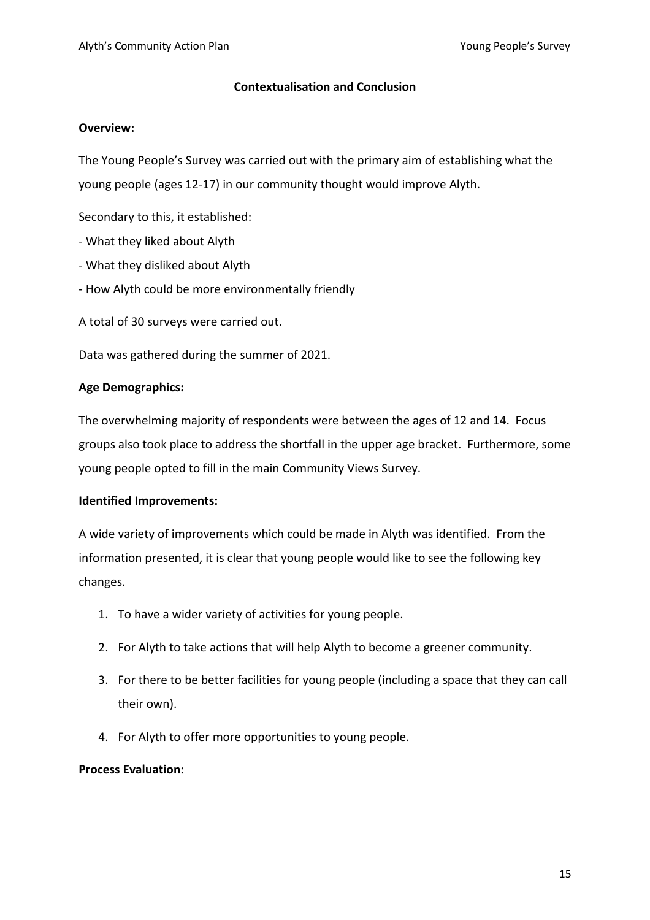## Contextualisation and Conclusion

**Overview:**

The Young People's Survey was carried out with the primary aim of establishing what the young people (ages 12-17) in our community thought would improve Alyth.

Secondary to this, it established:

- What they liked about Alyth
- What they disliked about Alyth
- How Alyth could be more environmentally friendly

A total of 30 surveys were carried out.

Data was gathered during the summer of 2021.

**Age Demographics:**

The overwhelming majority of respondents were between the ages of 12 and 14. Focus groups also took place to address the shortfall in the upper age bracket. Furthermore, some young people opted to fill in the main Community Views Survey.

**Identified Improvements:**

A wide variety of improvements which could be made in Alyth was identified. From the information presented, it is clear that young people would like to see the following key changes.

1. To have a wider variety of activities for young people.
2. For Alyth to take actions that will help Alyth to become a greener community.
3. For there to be better facilities for young people (including a space that they can call their own).
4. For Alyth to offer more opportunities to young people.

**Process Evaluation:**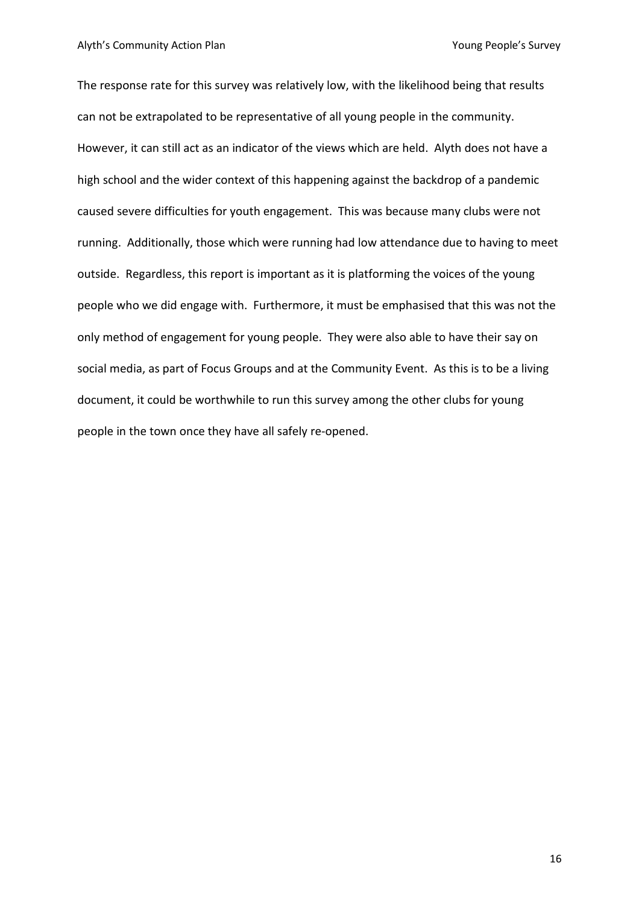The response rate for this survey was relatively low, with the likelihood being that results can not be extrapolated to be representative of all young people in the community. However, it can still act as an indicator of the views which are held. Alyth does not have a high school and the wider context of this happening against the backdrop of a pandemic caused severe difficulties for youth engagement. This was because many clubs were not running. Additionally, those which were running had low attendance due to having to meet outside. Regardless, this report is important as it is platforming the voices of the young people who we did engage with. Furthermore, it must be emphasised that this was not the only method of engagement for young people. They were also able to have their say on social media, as part of Focus Groups and at the Community Event. As this is to be a living document, it could be worthwhile to run this survey among the other clubs for young people in the town once they have all safely re-opened.